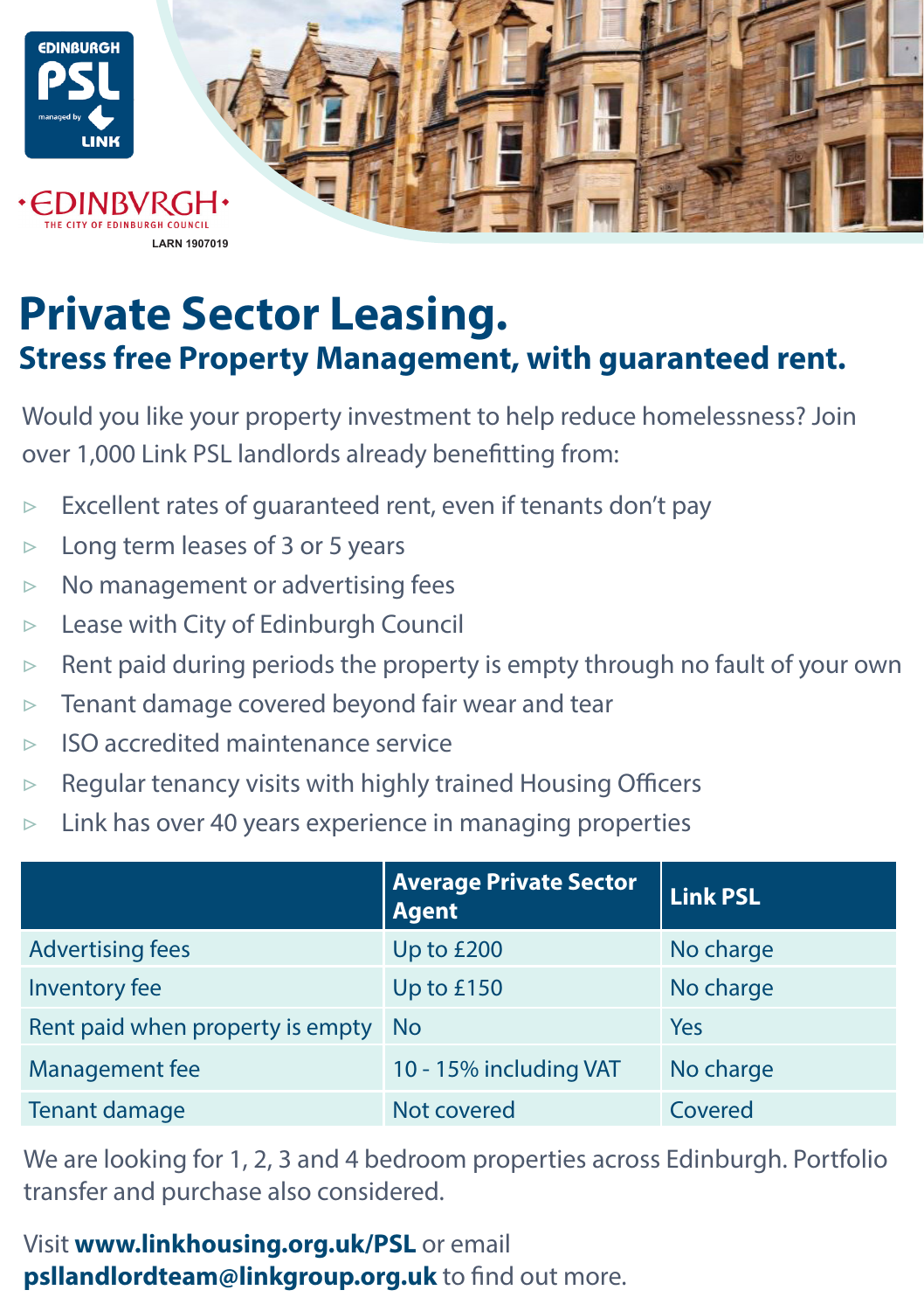EDINBURGH PSL managed by LINK

EDINBVRGH THE CITY OF EDINBURGH COUNCIL

LARN 1907019

# Private Sector Leasing.

## Stress free Property Management, with guaranteed rent.

Would you like your property investment to help reduce homelessness? Join over 1,000 Link PSL landlords already benefitting from:

- Excellent rates of guaranteed rent, even if tenants don't pay
- Long term leases of 3 or 5 years
- No management or advertising fees
- Lease with City of Edinburgh Council
- Rent paid during periods the property is empty through no fault of your own
- Tenant damage covered beyond fair wear and tear
- ISO accredited maintenance service
- Regular tenancy visits with highly trained Housing Officers
- Link has over 40 years experience in managing properties

| | Average Private Sector Agent | Link PSL |
|---|---|---|
| Advertising fees | Up to £200 | No charge |
| Inventory fee | Up to £150 | No charge |
| Rent paid when property is empty | No | Yes |
| Management fee | 10 - 15% including VAT | No charge |
| Tenant damage | Not covered | Covered |

We are looking for 1, 2, 3 and 4 bedroom properties across Edinburgh. Portfolio transfer and purchase also considered.

Visit **www.linkhousing.org.uk/PSL** or email **psllandlordteam@linkgroup.org.uk** to find out more.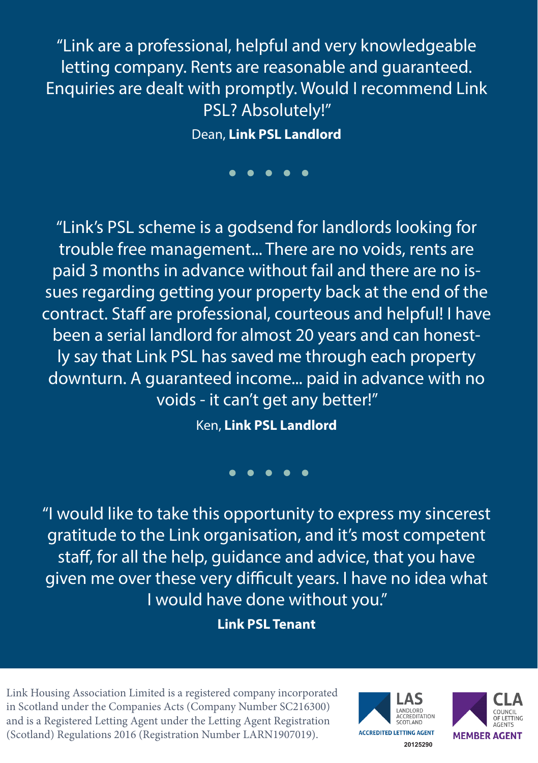"Link are a professional, helpful and very knowledgeable letting company. Rents are reasonable and guaranteed. Enquiries are dealt with promptly. Would I recommend Link PSL? Absolutely!"

Dean, **Link PSL Landlord**

• • • • •

"Link's PSL scheme is a godsend for landlords looking for trouble free management... There are no voids, rents are paid 3 months in advance without fail and there are no issues regarding getting your property back at the end of the contract. Staff are professional, courteous and helpful! I have been a serial landlord for almost 20 years and can honestly say that Link PSL has saved me through each property downturn. A guaranteed income... paid in advance with no voids - it can't get any better!"

Ken, **Link PSL Landlord**

• • • • •

"I would like to take this opportunity to express my sincerest gratitude to the Link organisation, and it's most competent staff, for all the help, guidance and advice, that you have given me over these very difficult years. I have no idea what I would have done without you."

**Link PSL Tenant**

Link Housing Association Limited is a registered company incorporated in Scotland under the Companies Acts (Company Number SC216300) and is a Registered Letting Agent under the Letting Agent Registration (Scotland) Regulations 2016 (Registration Number LARN1907019).

LAS LANDLORD ACCREDITATION SCOTLAND
ACCREDITED LETTING AGENT
20125290

CLA COUNCIL OF LETTING AGENTS
MEMBER AGENT